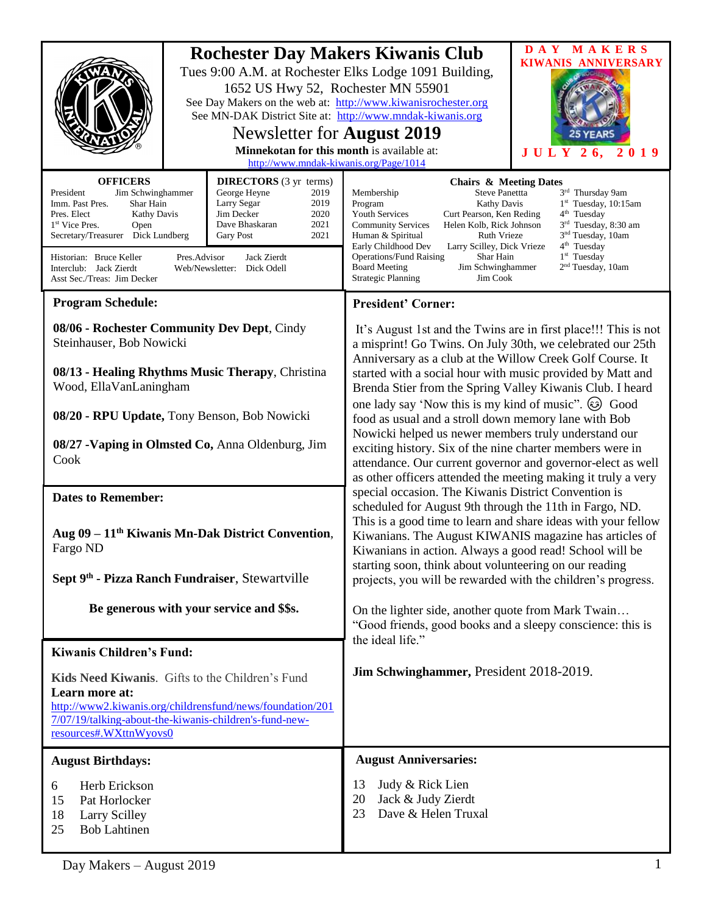# Rochester Day Makers Kiwanis Club

Tues 9:00 A.M. at Rochester Elks Lodge 1091 Building, 1652 US Hwy 52, Rochester MN 55901

See Day Makers on the web at: http://www.kiwanisrochester.org

See MN-DAK District Site at: http://www.mndak-kiwanis.org

## Newsletter for **August 2019**

**Minnekotan for this month** is available at: http://www.mndak-kiwanis.org/Page/1014

**DAY MAKERS KIWANIS ANNIVERSARY**

25 YEARS

**JULY 26, 2019**

| **OFFICERS** | |
|---|---|
| President | Jim Schwinghammer |
| Imm. Past Pres. | Shar Hain |
| Pres. Elect | Kathy Davis |
| 1st Vice Pres. | Open |
| Secretary/Treasurer | Dick Lundberg |

| **DIRECTORS** (3 yr terms) | |
|---|---|
| George Heyne | 2019 |
| Larry Segar | 2019 |
| Jim Decker | 2020 |
| Dave Bhaskaran | 2021 |
| Gary Post | 2021 |

Historian: Bruce Keller  Pres.Advisor: Jack Zierdt
Interclub: Jack Zierdt  Web/Newsletter: Dick Odell
Asst Sec./Treas: Jim Decker

| **Chairs & Meeting Dates** | | |
|---|---|---|
| Membership | Steve Panettta | 3rd Thursday 9am |
| Program | Kathy Davis | 1st Tuesday, 10:15am |
| Youth Services | Curt Pearson, Ken Reding | 4th Tuesday |
| Community Services | Helen Kolb, Rick Johnson | 3rd Tuesday, 8:30 am |
| Human & Spiritual | Ruth Vrieze | 3nd Tuesday, 10am |
| Early Childhood Dev | Larry Scilley, Dick Vrieze | 4th Tuesday |
| Operations/Fund Raising | Shar Hain | 1st Tuesday |
| Board Meeting | Jim Schwinghammer | 2nd Tuesday, 10am |
| Strategic Planning | Jim Cook | |

## Program Schedule:

**08/06 - Rochester Community Dev Dept**, Cindy Steinhauser, Bob Nowicki

**08/13 - Healing Rhythms Music Therapy**, Christina Wood, EllaVanLaningham

**08/20 - RPU Update,** Tony Benson, Bob Nowicki

**08/27 -Vaping in Olmsted Co,** Anna Oldenburg, Jim Cook

## Dates to Remember:

**Aug 09 – 11th Kiwanis Mn-Dak District Convention**, Fargo ND

**Sept 9th - Pizza Ranch Fundraiser**, Stewartville

**Be generous with your service and $$s.**

## Kiwanis Children's Fund:

**Kids Need Kiwanis**. Gifts to the Children's Fund
**Learn more at:**
http://www2.kiwanis.org/childrensfund/news/foundation/2017/07/19/talking-about-the-kiwanis-children's-fund-new-resources#.WXttnWyovs0

## President' Corner:

It's August 1st and the Twins are in first place!!! This is not a misprint! Go Twins. On July 30th, we celebrated our 25th Anniversary as a club at the Willow Creek Golf Course. It started with a social hour with music provided by Matt and Brenda Stier from the Spring Valley Kiwanis Club. I heard one lady say 'Now this is my kind of music". ☺ Good food as usual and a stroll down memory lane with Bob Nowicki helped us newer members truly understand our exciting history. Six of the nine charter members were in attendance. Our current governor and governor-elect as well as other officers attended the meeting making it truly a very special occasion. The Kiwanis District Convention is scheduled for August 9th through the 11th in Fargo, ND. This is a good time to learn and share ideas with your fellow Kiwanians. The August KIWANIS magazine has articles of Kiwanians in action. Always a good read! School will be starting soon, think about volunteering on our reading projects, you will be rewarded with the children's progress.

On the lighter side, another quote from Mark Twain… "Good friends, good books and a sleepy conscience: this is the ideal life."

**Jim Schwinghammer,** President 2018-2019.

## August Birthdays:

- 6 Herb Erickson
- 15 Pat Horlocker
- 18 Larry Scilley
- 25 Bob Lahtinen

## August Anniversaries:

- 13 Judy & Rick Lien
- 20 Jack & Judy Zierdt
- 23 Dave & Helen Truxal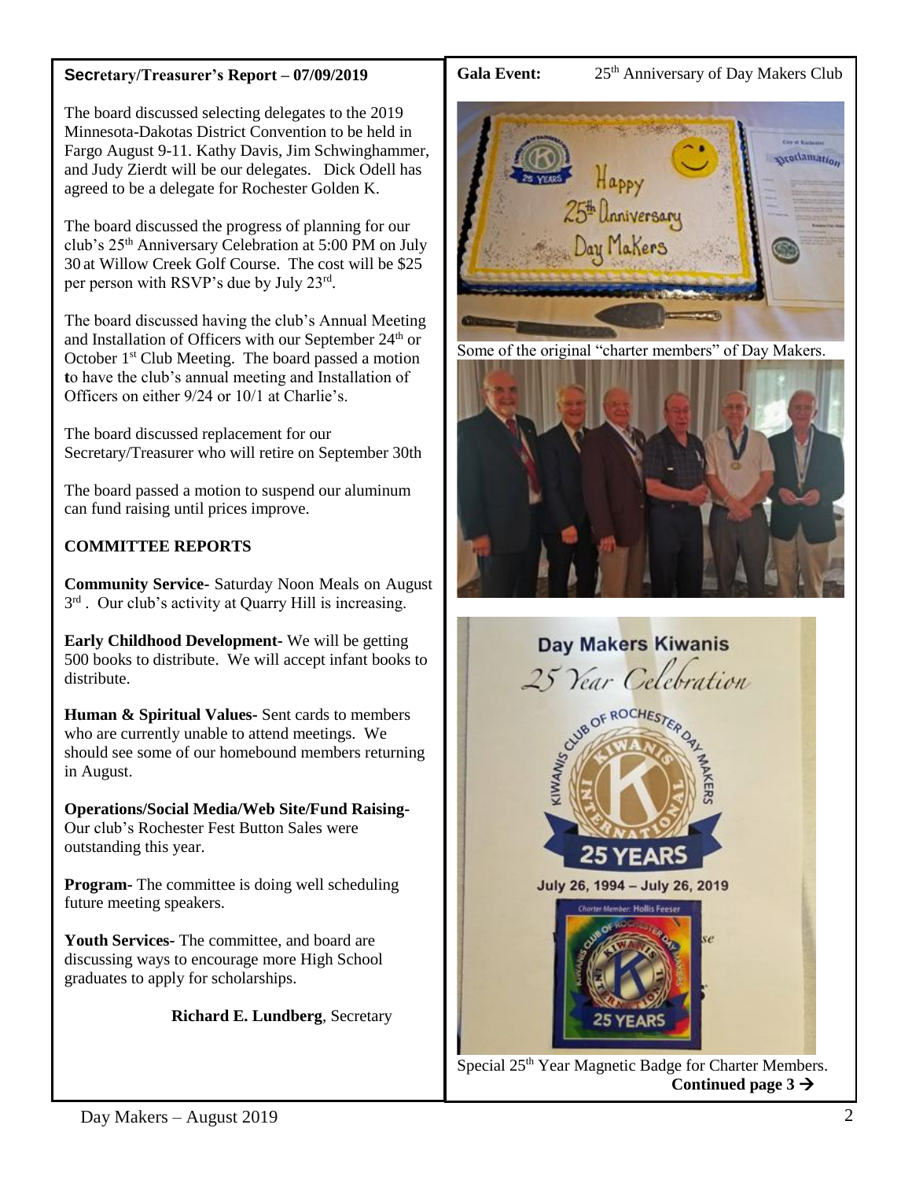## Secretary/Treasurer's Report – 07/09/2019

The board discussed selecting delegates to the 2019 Minnesota-Dakotas District Convention to be held in Fargo August 9-11. Kathy Davis, Jim Schwinghammer, and Judy Zierdt will be our delegates. Dick Odell has agreed to be a delegate for Rochester Golden K.

The board discussed the progress of planning for our club's 25th Anniversary Celebration at 5:00 PM on July 30 at Willow Creek Golf Course. The cost will be $25 per person with RSVP's due by July 23rd.

The board discussed having the club's Annual Meeting and Installation of Officers with our September 24th or October 1st Club Meeting. The board passed a motion to have the club's annual meeting and Installation of Officers on either 9/24 or 10/1 at Charlie's.

The board discussed replacement for our Secretary/Treasurer who will retire on September 30th

The board passed a motion to suspend our aluminum can fund raising until prices improve.

### COMMITTEE REPORTS

**Community Service-** Saturday Noon Meals on August 3rd . Our club's activity at Quarry Hill is increasing.

**Early Childhood Development-** We will be getting 500 books to distribute. We will accept infant books to distribute.

**Human & Spiritual Values-** Sent cards to members who are currently unable to attend meetings. We should see some of our homebound members returning in August.

**Operations/Social Media/Web Site/Fund Raising-** Our club's Rochester Fest Button Sales were outstanding this year.

**Program-** The committee is doing well scheduling future meeting speakers.

**Youth Services-** The committee, and board are discussing ways to encourage more High School graduates to apply for scholarships.

**Richard E. Lundberg**, Secretary

**Gala Event:** 25th Anniversary of Day Makers Club

Some of the original "charter members" of Day Makers.

Special 25th Year Magnetic Badge for Charter Members.

**Continued page 3 →**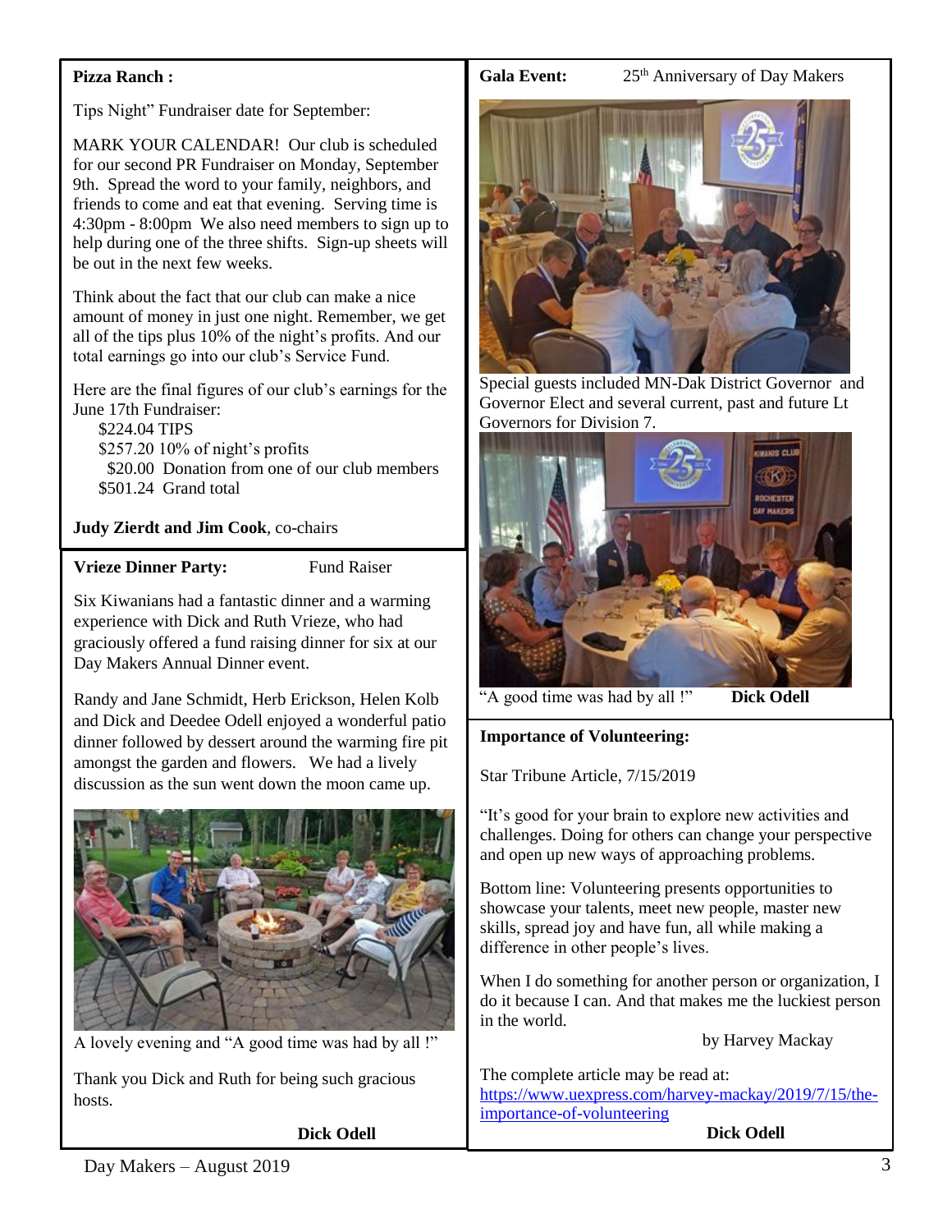**Pizza Ranch :**

Tips Night" Fundraiser date for September:

MARK YOUR CALENDAR! Our club is scheduled for our second PR Fundraiser on Monday, September 9th. Spread the word to your family, neighbors, and friends to come and eat that evening. Serving time is 4:30pm - 8:00pm We also need members to sign up to help during one of the three shifts. Sign-up sheets will be out in the next few weeks.

Think about the fact that our club can make a nice amount of money in just one night. Remember, we get all of the tips plus 10% of the night's profits. And our total earnings go into our club's Service Fund.

Here are the final figures of our club's earnings for the June 17th Fundraiser:

$224.04 TIPS
$257.20 10% of night's profits
$20.00 Donation from one of our club members
$501.24 Grand total

**Judy Zierdt and Jim Cook**, co-chairs

**Vrieze Dinner Party:** Fund Raiser

Six Kiwanians had a fantastic dinner and a warming experience with Dick and Ruth Vrieze, who had graciously offered a fund raising dinner for six at our Day Makers Annual Dinner event.

Randy and Jane Schmidt, Herb Erickson, Helen Kolb and Dick and Deedee Odell enjoyed a wonderful patio dinner followed by dessert around the warming fire pit amongst the garden and flowers. We had a lively discussion as the sun went down the moon came up.

A lovely evening and "A good time was had by all !"

Thank you Dick and Ruth for being such gracious hosts.

**Dick Odell**

**Gala Event:** 25th Anniversary of Day Makers

Special guests included MN-Dak District Governor and Governor Elect and several current, past and future Lt Governors for Division 7.

"A good time was had by all !" **Dick Odell**

**Importance of Volunteering:**

Star Tribune Article, 7/15/2019

"It's good for your brain to explore new activities and challenges. Doing for others can change your perspective and open up new ways of approaching problems.

Bottom line: Volunteering presents opportunities to showcase your talents, meet new people, master new skills, spread joy and have fun, all while making a difference in other people's lives.

When I do something for another person or organization, I do it because I can. And that makes me the luckiest person in the world.

by Harvey Mackay

The complete article may be read at: https://www.uexpress.com/harvey-mackay/2019/7/15/the-importance-of-volunteering

**Dick Odell**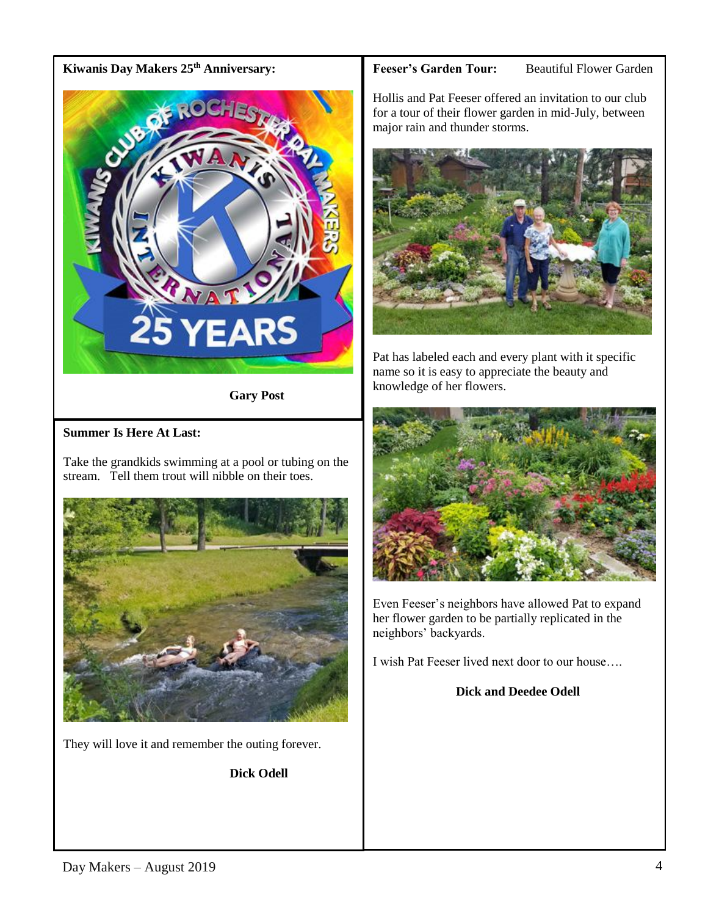**Kiwanis Day Makers 25th Anniversary:**

**Gary Post**

**Summer Is Here At Last:**

Take the grandkids swimming at a pool or tubing on the stream. Tell them trout will nibble on their toes.

They will love it and remember the outing forever.

**Dick Odell**

**Feeser's Garden Tour:** Beautiful Flower Garden

Hollis and Pat Feeser offered an invitation to our club for a tour of their flower garden in mid-July, between major rain and thunder storms.

Pat has labeled each and every plant with it specific name so it is easy to appreciate the beauty and knowledge of her flowers.

Even Feeser's neighbors have allowed Pat to expand her flower garden to be partially replicated in the neighbors' backyards.

I wish Pat Feeser lived next door to our house….

**Dick and Deedee Odell**